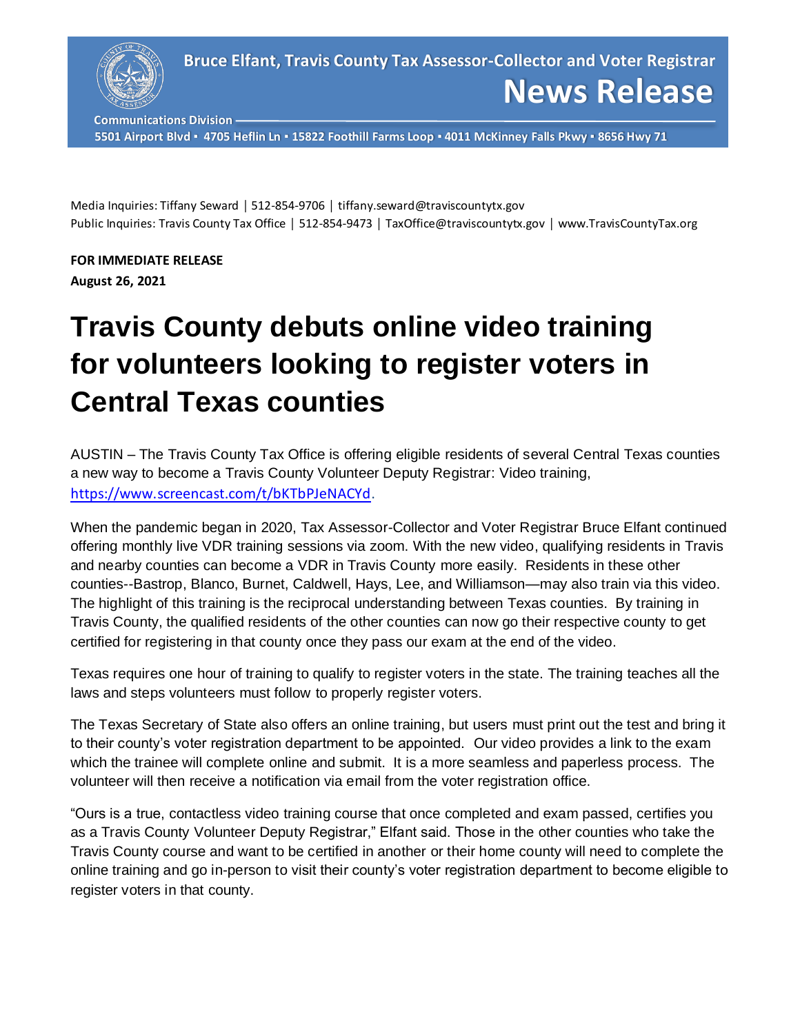**Bruce Elfant, Travis County Tax Assessor-Collector and Voter Registrar**

**News Release**

**Communications Division**

**5501 Airport Blvd ▪ 4705 Heflin Ln ▪ 15822 Foothill Farms Loop ▪ 4011 McKinney Falls Pkwy ▪ 8656 Hwy 71**

Media Inquiries: Tiffany Seward | 512-854-9706 | tiffany.seward@traviscountytx.gov
Public Inquiries: Travis County Tax Office | 512-854-9473 | TaxOffice@traviscountytx.gov | www.TravisCountyTax.org

**FOR IMMEDIATE RELEASE**
**August 26, 2021**

# Travis County debuts online video training for volunteers looking to register voters in Central Texas counties

AUSTIN – The Travis County Tax Office is offering eligible residents of several Central Texas counties a new way to become a Travis County Volunteer Deputy Registrar: Video training, https://www.screencast.com/t/bKTbPJeNACYd.

When the pandemic began in 2020, Tax Assessor-Collector and Voter Registrar Bruce Elfant continued offering monthly live VDR training sessions via zoom. With the new video, qualifying residents in Travis and nearby counties can become a VDR in Travis County more easily. Residents in these other counties--Bastrop, Blanco, Burnet, Caldwell, Hays, Lee, and Williamson—may also train via this video. The highlight of this training is the reciprocal understanding between Texas counties. By training in Travis County, the qualified residents of the other counties can now go their respective county to get certified for registering in that county once they pass our exam at the end of the video.

Texas requires one hour of training to qualify to register voters in the state. The training teaches all the laws and steps volunteers must follow to properly register voters.

The Texas Secretary of State also offers an online training, but users must print out the test and bring it to their county's voter registration department to be appointed. Our video provides a link to the exam which the trainee will complete online and submit. It is a more seamless and paperless process. The volunteer will then receive a notification via email from the voter registration office.

"Ours is a true, contactless video training course that once completed and exam passed, certifies you as a Travis County Volunteer Deputy Registrar," Elfant said. Those in the other counties who take the Travis County course and want to be certified in another or their home county will need to complete the online training and go in-person to visit their county's voter registration department to become eligible to register voters in that county.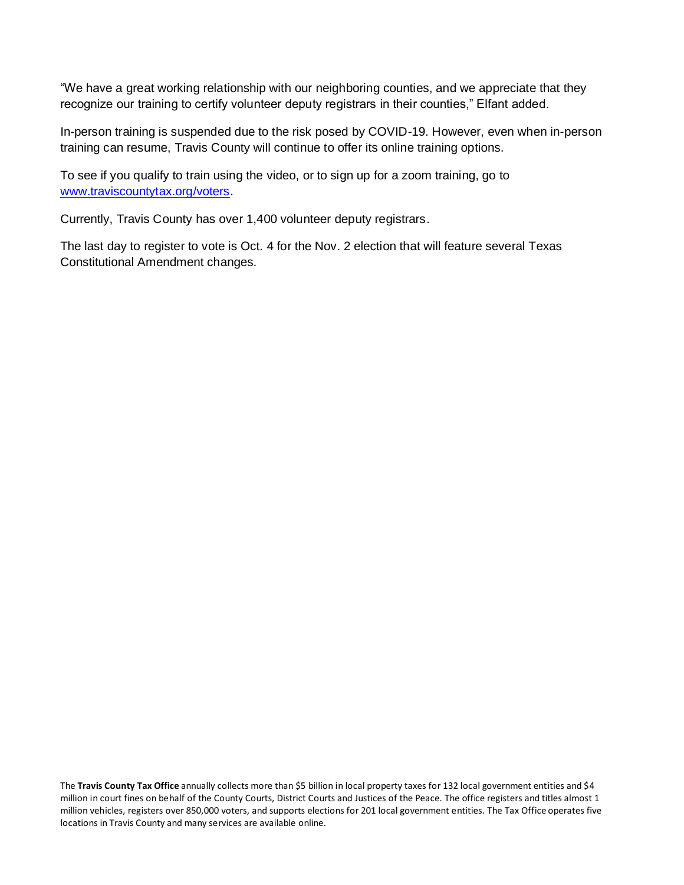"We have a great working relationship with our neighboring counties, and we appreciate that they recognize our training to certify volunteer deputy registrars in their counties," Elfant added.

In-person training is suspended due to the risk posed by COVID-19. However, even when in-person training can resume, Travis County will continue to offer its online training options.

To see if you qualify to train using the video, or to sign up for a zoom training, go to [www.traviscountytax.org/voters](www.traviscountytax.org/voters).

Currently, Travis County has over 1,400 volunteer deputy registrars.

The last day to register to vote is Oct. 4 for the Nov. 2 election that will feature several Texas Constitutional Amendment changes.

The **Travis County Tax Office** annually collects more than $5 billion in local property taxes for 132 local government entities and $4 million in court fines on behalf of the County Courts, District Courts and Justices of the Peace. The office registers and titles almost 1 million vehicles, registers over 850,000 voters, and supports elections for 201 local government entities. The Tax Office operates five locations in Travis County and many services are available online.